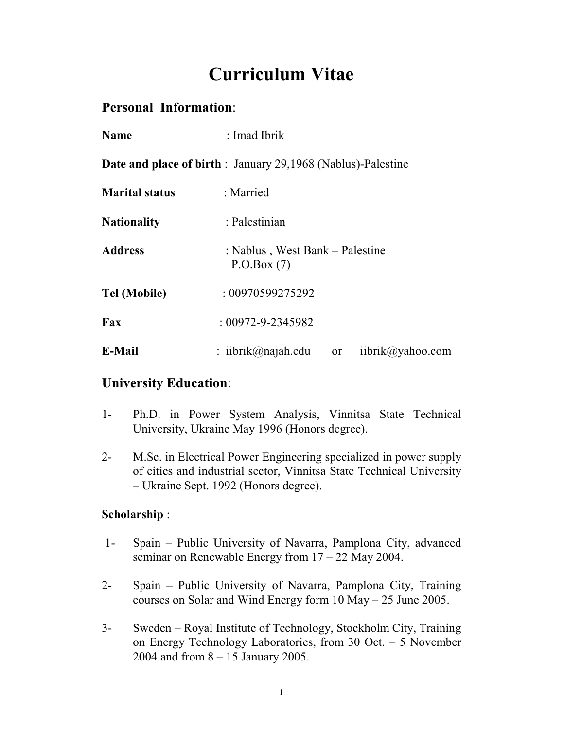# Curriculum Vitae

## Personal Information:

**Name** : Imad Ibrik

**Date and place of birth** : January 29,1968 (Nablus)-Palestine

**Marital status** : Married

**Nationality** : Palestinian

**Address** : Nablus , West Bank – Palestine
P.O.Box (7)

**Tel (Mobile)** : 00970599275292

**Fax** : 00972-9-2345982

**E-Mail** : iibrik@najah.edu or iibrik@yahoo.com

## University Education:

1- Ph.D. in Power System Analysis, Vinnitsa State Technical University, Ukraine May 1996 (Honors degree).

2- M.Sc. in Electrical Power Engineering specialized in power supply of cities and industrial sector, Vinnitsa State Technical University – Ukraine Sept. 1992 (Honors degree).

### Scholarship :

1- Spain – Public University of Navarra, Pamplona City, advanced seminar on Renewable Energy from 17 – 22 May 2004.

2- Spain – Public University of Navarra, Pamplona City, Training courses on Solar and Wind Energy form 10 May – 25 June 2005.

3- Sweden – Royal Institute of Technology, Stockholm City, Training on Energy Technology Laboratories, from 30 Oct. – 5 November 2004 and from 8 – 15 January 2005.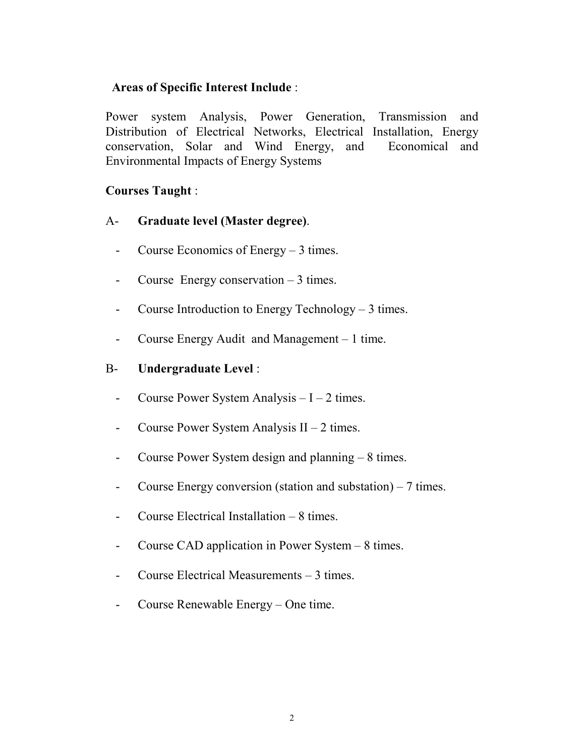**Areas of Specific Interest Include** :

Power system Analysis, Power Generation, Transmission and Distribution of Electrical Networks, Electrical Installation, Energy conservation, Solar and Wind Energy, and Economical and Environmental Impacts of Energy Systems

**Courses Taught** :

A- **Graduate level (Master degree)**.

- Course Economics of Energy – 3 times.
- Course Energy conservation – 3 times.
- Course Introduction to Energy Technology – 3 times.
- Course Energy Audit and Management – 1 time.

B- **Undergraduate Level** :

- Course Power System Analysis – I – 2 times.
- Course Power System Analysis II – 2 times.
- Course Power System design and planning – 8 times.
- Course Energy conversion (station and substation) – 7 times.
- Course Electrical Installation – 8 times.
- Course CAD application in Power System – 8 times.
- Course Electrical Measurements – 3 times.
- Course Renewable Energy – One time.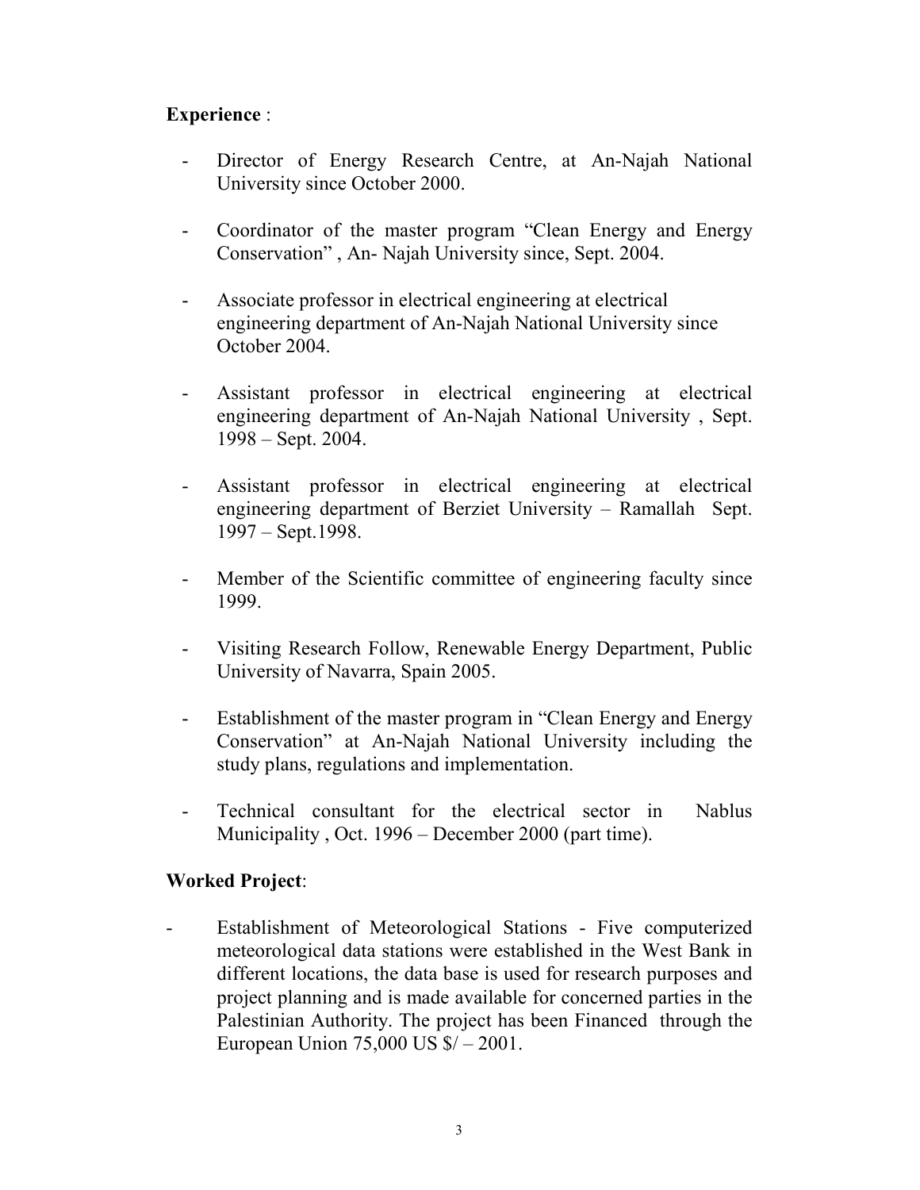**Experience** :

- Director of Energy Research Centre, at An-Najah National University since October 2000.
- Coordinator of the master program "Clean Energy and Energy Conservation" , An- Najah University since, Sept. 2004.
- Associate professor in electrical engineering at electrical engineering department of An-Najah National University since October 2004.
- Assistant professor in electrical engineering at electrical engineering department of An-Najah National University , Sept. 1998 – Sept. 2004.
- Assistant professor in electrical engineering at electrical engineering department of Berziet University – Ramallah Sept. 1997 – Sept.1998.
- Member of the Scientific committee of engineering faculty since 1999.
- Visiting Research Follow, Renewable Energy Department, Public University of Navarra, Spain 2005.
- Establishment of the master program in "Clean Energy and Energy Conservation" at An-Najah National University including the study plans, regulations and implementation.
- Technical consultant for the electrical sector in Nablus Municipality , Oct. 1996 – December 2000 (part time).

**Worked Project**:

- Establishment of Meteorological Stations - Five computerized meteorological data stations were established in the West Bank in different locations, the data base is used for research purposes and project planning and is made available for concerned parties in the Palestinian Authority. The project has been Financed through the European Union 75,000 US $/ – 2001.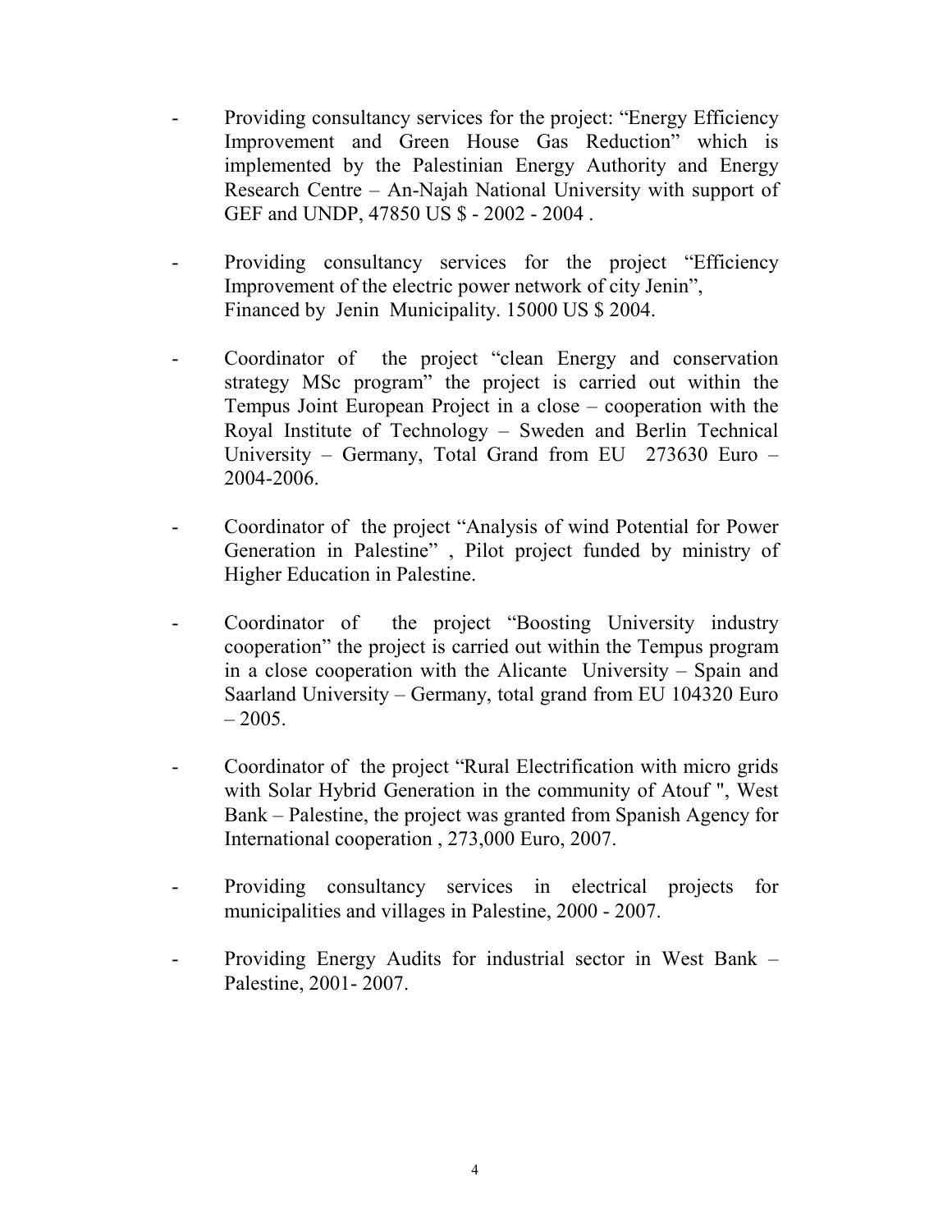- Providing consultancy services for the project: “Energy Efficiency Improvement and Green House Gas Reduction” which is implemented by the Palestinian Energy Authority and Energy Research Centre – An-Najah National University with support of GEF and UNDP, 47850 US $ - 2002 - 2004 .

- Providing consultancy services for the project “Efficiency Improvement of the electric power network of city Jenin”, Financed by Jenin Municipality. 15000 US $ 2004.

- Coordinator of the project “clean Energy and conservation strategy MSc program” the project is carried out within the Tempus Joint European Project in a close – cooperation with the Royal Institute of Technology – Sweden and Berlin Technical University – Germany, Total Grand from EU 273630 Euro – 2004-2006.

- Coordinator of the project “Analysis of wind Potential for Power Generation in Palestine” , Pilot project funded by ministry of Higher Education in Palestine.

- Coordinator of the project “Boosting University industry cooperation” the project is carried out within the Tempus program in a close cooperation with the Alicante University – Spain and Saarland University – Germany, total grand from EU 104320 Euro – 2005.

- Coordinator of the project “Rural Electrification with micro grids with Solar Hybrid Generation in the community of Atouf ", West Bank – Palestine, the project was granted from Spanish Agency for International cooperation , 273,000 Euro, 2007.

- Providing consultancy services in electrical projects for municipalities and villages in Palestine, 2000 - 2007.

- Providing Energy Audits for industrial sector in West Bank – Palestine, 2001- 2007.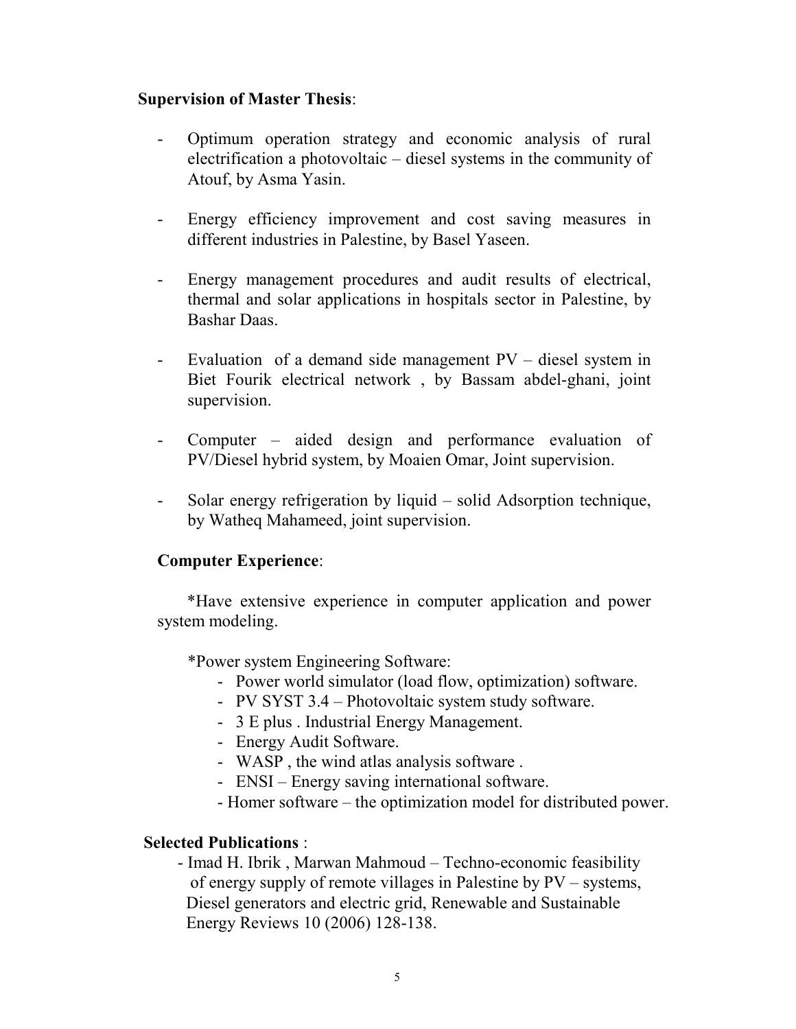**Supervision of Master Thesis**:

- Optimum operation strategy and economic analysis of rural electrification a photovoltaic – diesel systems in the community of Atouf, by Asma Yasin.

- Energy efficiency improvement and cost saving measures in different industries in Palestine, by Basel Yaseen.

- Energy management procedures and audit results of electrical, thermal and solar applications in hospitals sector in Palestine, by Bashar Daas.

- Evaluation of a demand side management PV – diesel system in Biet Fourik electrical network , by Bassam abdel-ghani, joint supervision.

- Computer – aided design and performance evaluation of PV/Diesel hybrid system, by Moaien Omar, Joint supervision.

- Solar energy refrigeration by liquid – solid Adsorption technique, by Watheq Mahameed, joint supervision.

**Computer Experience**:

*Have extensive experience in computer application and power system modeling.

*Power system Engineering Software:

- Power world simulator (load flow, optimization) software.
- PV SYST 3.4 – Photovoltaic system study software.
- 3 E plus . Industrial Energy Management.
- Energy Audit Software.
- WASP , the wind atlas analysis software .
- ENSI – Energy saving international software.
- Homer software – the optimization model for distributed power.

**Selected Publications** :

- Imad H. Ibrik , Marwan Mahmoud – Techno-economic feasibility of energy supply of remote villages in Palestine by PV – systems, Diesel generators and electric grid, Renewable and Sustainable Energy Reviews 10 (2006) 128-138.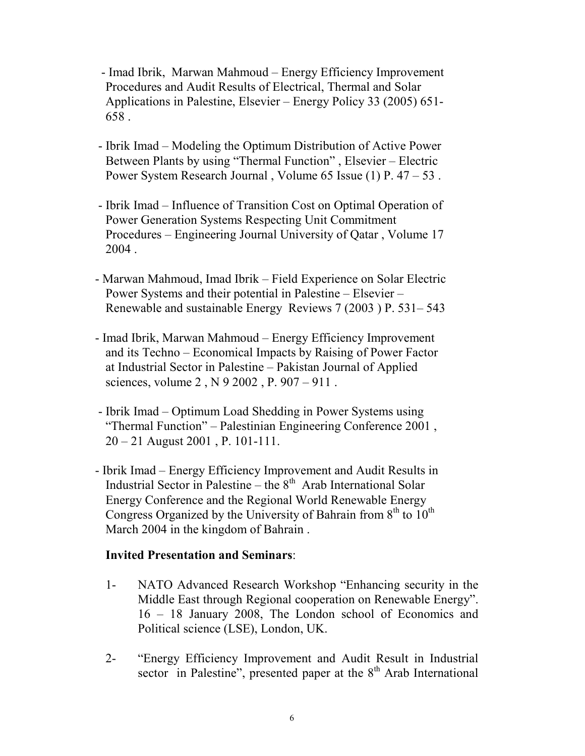- Imad Ibrik, Marwan Mahmoud – Energy Efficiency Improvement Procedures and Audit Results of Electrical, Thermal and Solar Applications in Palestine, Elsevier – Energy Policy 33 (2005) 651-658 .

- Ibrik Imad – Modeling the Optimum Distribution of Active Power Between Plants by using "Thermal Function" , Elsevier – Electric Power System Research Journal , Volume 65 Issue (1) P. 47 – 53 .

- Ibrik Imad – Influence of Transition Cost on Optimal Operation of Power Generation Systems Respecting Unit Commitment Procedures – Engineering Journal University of Qatar , Volume 17 2004 .

- Marwan Mahmoud, Imad Ibrik – Field Experience on Solar Electric Power Systems and their potential in Palestine – Elsevier – Renewable and sustainable Energy Reviews 7 (2003 ) P. 531– 543

- Imad Ibrik, Marwan Mahmoud – Energy Efficiency Improvement and its Techno – Economical Impacts by Raising of Power Factor at Industrial Sector in Palestine – Pakistan Journal of Applied sciences, volume 2 , N 9 2002 , P. 907 – 911 .

- Ibrik Imad – Optimum Load Shedding in Power Systems using "Thermal Function" – Palestinian Engineering Conference 2001 , 20 – 21 August 2001 , P. 101-111.

- Ibrik Imad – Energy Efficiency Improvement and Audit Results in Industrial Sector in Palestine – the 8th Arab International Solar Energy Conference and the Regional World Renewable Energy Congress Organized by the University of Bahrain from 8th to 10th March 2004 in the kingdom of Bahrain .

**Invited Presentation and Seminars**:

1- NATO Advanced Research Workshop "Enhancing security in the Middle East through Regional cooperation on Renewable Energy". 16 – 18 January 2008, The London school of Economics and Political science (LSE), London, UK.

2- "Energy Efficiency Improvement and Audit Result in Industrial sector in Palestine", presented paper at the 8th Arab International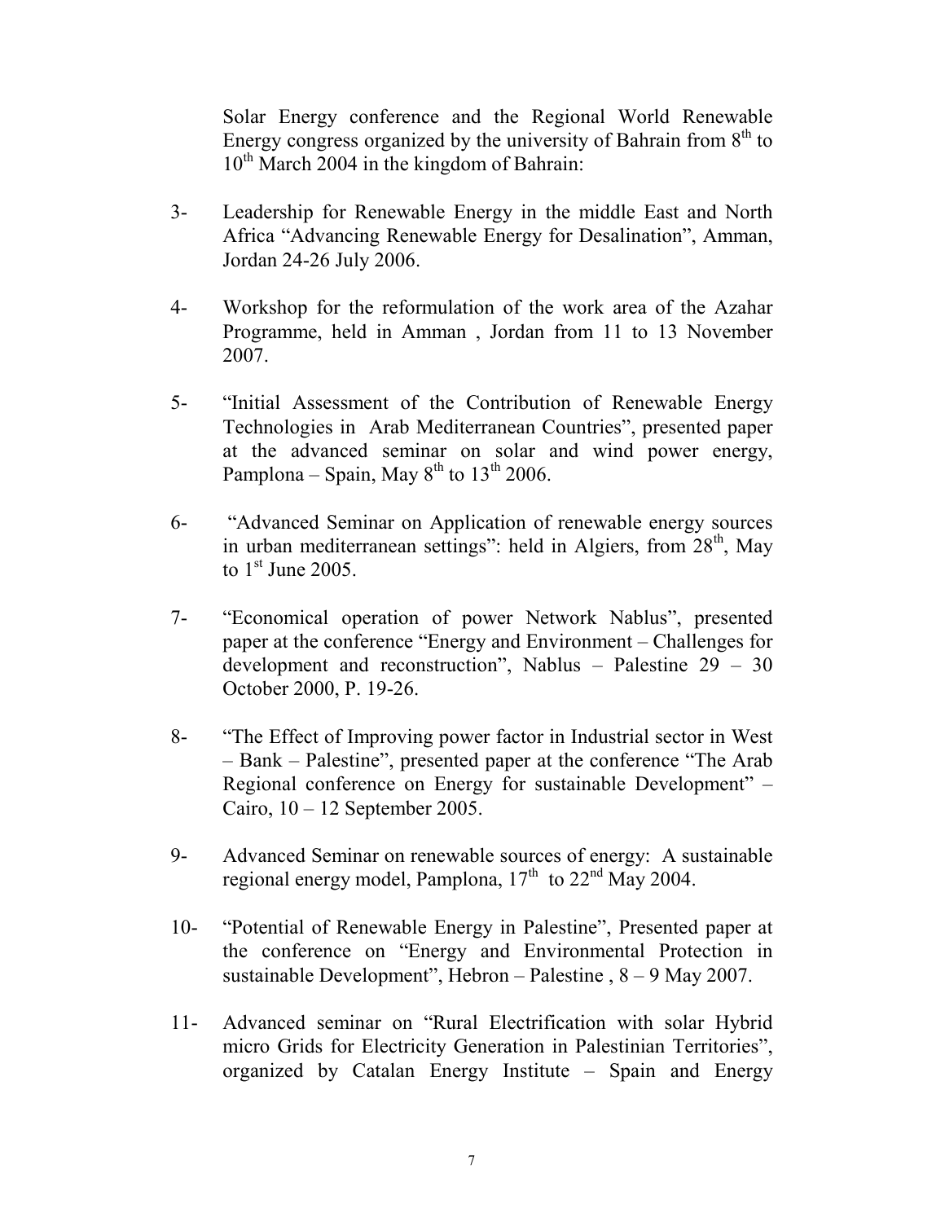Solar Energy conference and the Regional World Renewable Energy congress organized by the university of Bahrain from 8th to 10th March 2004 in the kingdom of Bahrain:

3- Leadership for Renewable Energy in the middle East and North Africa “Advancing Renewable Energy for Desalination”, Amman, Jordan 24-26 July 2006.

4- Workshop for the reformulation of the work area of the Azahar Programme, held in Amman , Jordan from 11 to 13 November 2007.

5- “Initial Assessment of the Contribution of Renewable Energy Technologies in Arab Mediterranean Countries”, presented paper at the advanced seminar on solar and wind power energy, Pamplona – Spain, May 8th to 13th 2006.

6- “Advanced Seminar on Application of renewable energy sources in urban mediterranean settings”: held in Algiers, from 28th, May to 1st June 2005.

7- “Economical operation of power Network Nablus”, presented paper at the conference “Energy and Environment – Challenges for development and reconstruction”, Nablus – Palestine 29 – 30 October 2000, P. 19-26.

8- “The Effect of Improving power factor in Industrial sector in West – Bank – Palestine”, presented paper at the conference “The Arab Regional conference on Energy for sustainable Development” – Cairo, 10 – 12 September 2005.

9- Advanced Seminar on renewable sources of energy: A sustainable regional energy model, Pamplona, 17th to 22nd May 2004.

10- “Potential of Renewable Energy in Palestine”, Presented paper at the conference on “Energy and Environmental Protection in sustainable Development”, Hebron – Palestine , 8 – 9 May 2007.

11- Advanced seminar on “Rural Electrification with solar Hybrid micro Grids for Electricity Generation in Palestinian Territories”, organized by Catalan Energy Institute – Spain and Energy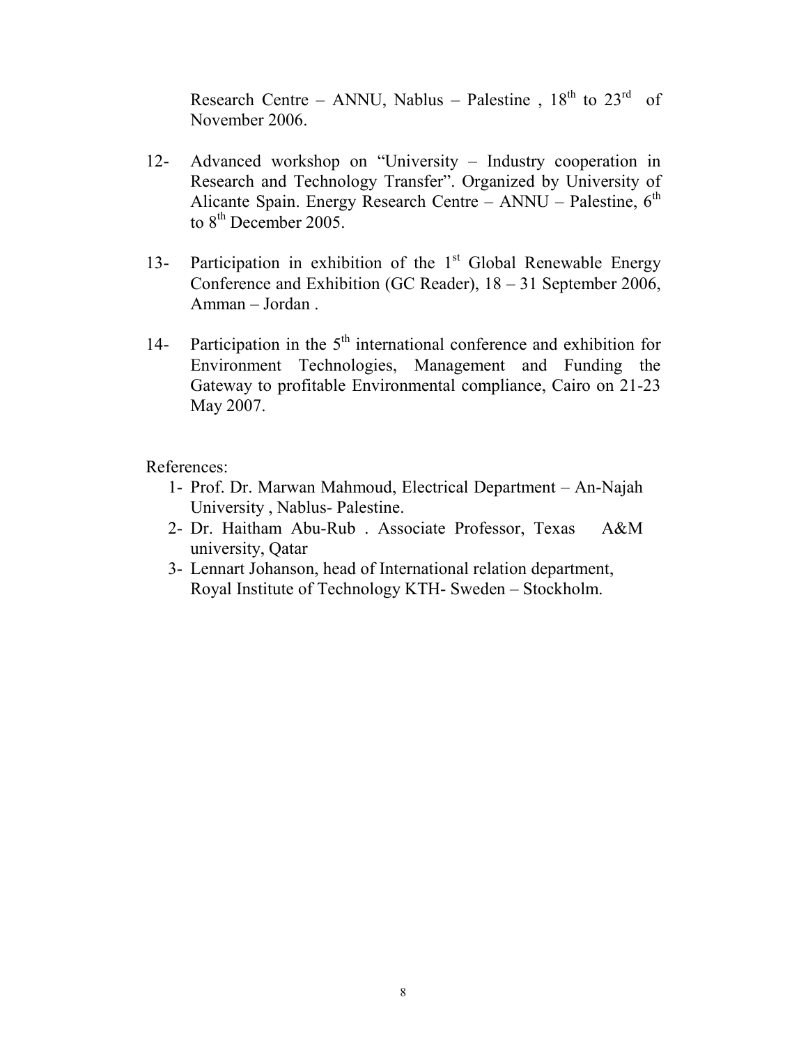Research Centre – ANNU, Nablus – Palestine , 18th to 23rd of November 2006.

12- Advanced workshop on "University – Industry cooperation in Research and Technology Transfer". Organized by University of Alicante Spain. Energy Research Centre – ANNU – Palestine, 6th to 8th December 2005.

13- Participation in exhibition of the 1st Global Renewable Energy Conference and Exhibition (GC Reader), 18 – 31 September 2006, Amman – Jordan .

14- Participation in the 5th international conference and exhibition for Environment Technologies, Management and Funding the Gateway to profitable Environmental compliance, Cairo on 21-23 May 2007.

References:

1- Prof. Dr. Marwan Mahmoud, Electrical Department – An-Najah University , Nablus- Palestine.
2- Dr. Haitham Abu-Rub . Associate Professor, Texas A&M university, Qatar
3- Lennart Johanson, head of International relation department, Royal Institute of Technology KTH- Sweden – Stockholm.